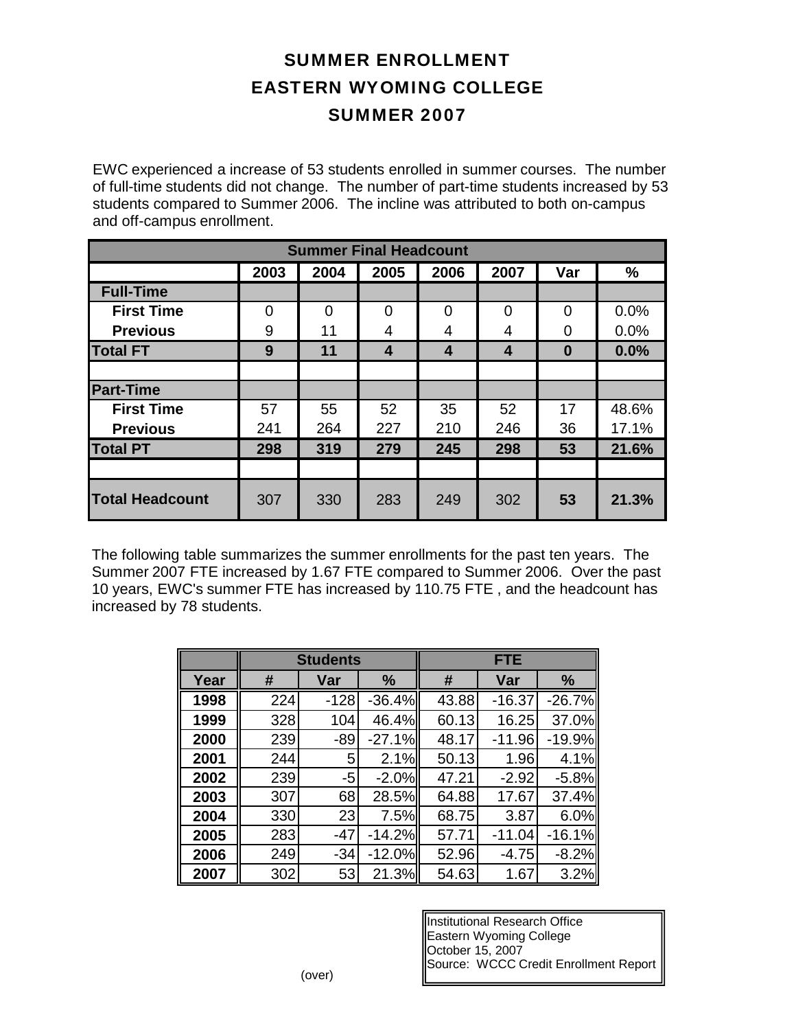# SUMMER ENROLLMENT

# EASTERN WYOMING COLLEGE

# SUMMER 2007

EWC experienced a increase of 53 students enrolled in summer courses. The number of full-time students did not change. The number of part-time students increased by 53 students compared to Summer 2006. The incline was attributed to both on-campus and off-campus enrollment.

| Summer Final Headcount | | | | | | | |
|---|---|---|---|---|---|---|---|
| | 2003 | 2004 | 2005 | 2006 | 2007 | Var | % |
| **Full-Time** | | | | | | | |
| **First Time** | 0 | 0 | 0 | 0 | 0 | 0 | 0.0% |
| **Previous** | 9 | 11 | 4 | 4 | 4 | 0 | 0.0% |
| **Total FT** | **9** | **11** | **4** | **4** | **4** | **0** | **0.0%** |
| | | | | | | | |
| **Part-Time** | | | | | | | |
| **First Time** | 57 | 55 | 52 | 35 | 52 | 17 | 48.6% |
| **Previous** | 241 | 264 | 227 | 210 | 246 | 36 | 17.1% |
| **Total PT** | **298** | **319** | **279** | **245** | **298** | **53** | **21.6%** |
| | | | | | | | |
| **Total Headcount** | 307 | 330 | 283 | 249 | 302 | **53** | **21.3%** |

The following table summarizes the summer enrollments for the past ten years. The Summer 2007 FTE increased by 1.67 FTE compared to Summer 2006. Over the past 10 years, EWC's summer FTE has increased by 110.75 FTE , and the headcount has increased by 78 students.

| | Students | | | FTE | | |
|---|---|---|---|---|---|---|
| **Year** | **#** | **Var** | **%** | **#** | **Var** | **%** |
| **1998** | 224 | -128 | -36.4% | 43.88 | -16.37 | -26.7% |
| **1999** | 328 | 104 | 46.4% | 60.13 | 16.25 | 37.0% |
| **2000** | 239 | -89 | -27.1% | 48.17 | -11.96 | -19.9% |
| **2001** | 244 | 5 | 2.1% | 50.13 | 1.96 | 4.1% |
| **2002** | 239 | -5 | -2.0% | 47.21 | -2.92 | -5.8% |
| **2003** | 307 | 68 | 28.5% | 64.88 | 17.67 | 37.4% |
| **2004** | 330 | 23 | 7.5% | 68.75 | 3.87 | 6.0% |
| **2005** | 283 | -47 | -14.2% | 57.71 | -11.04 | -16.1% |
| **2006** | 249 | -34 | -12.0% | 52.96 | -4.75 | -8.2% |
| **2007** | 302 | 53 | 21.3% | 54.63 | 1.67 | 3.2% |

Institutional Research Office
Eastern Wyoming College
October 15, 2007
Source: WCCC Credit Enrollment Report

(over)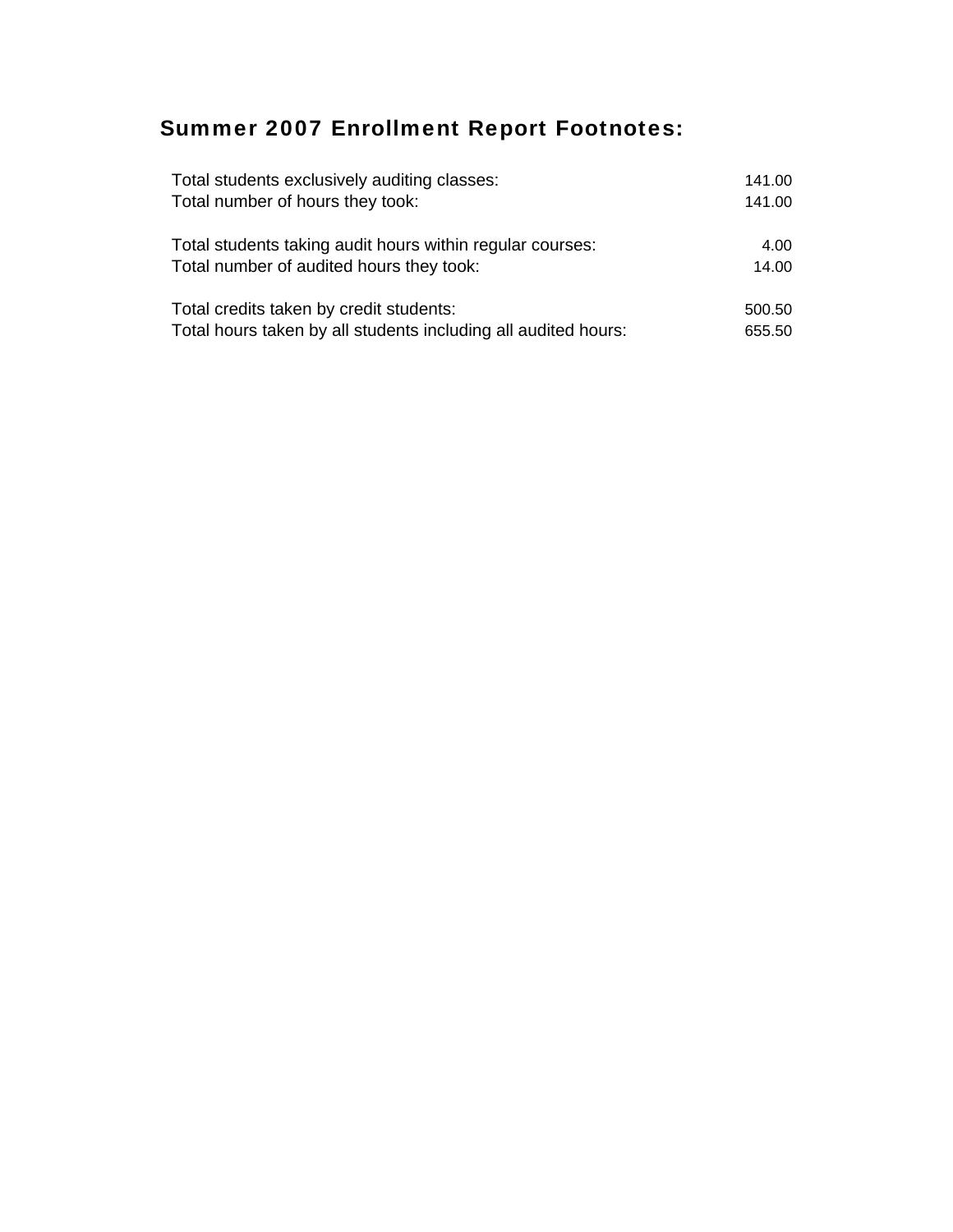## Summer 2007 Enrollment Report Footnotes:

| | |
|---|---|
| Total students exclusively auditing classes: | 141.00 |
| Total number of hours they took: | 141.00 |
| | |
| Total students taking audit hours within regular courses: | 4.00 |
| Total number of audited hours they took: | 14.00 |
| | |
| Total credits taken by credit students: | 500.50 |
| Total hours taken by all students including all audited hours: | 655.50 |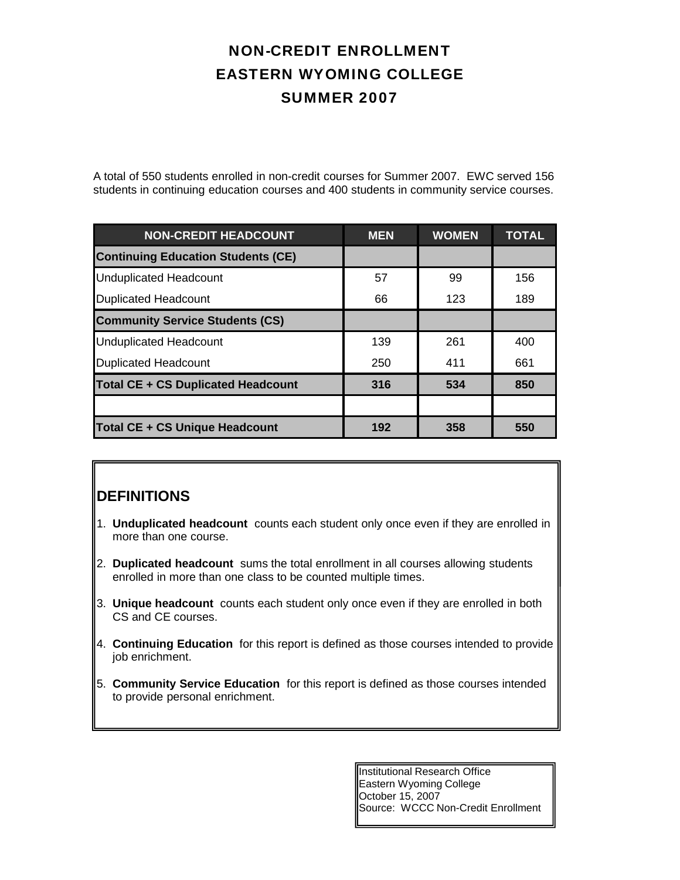# NON-CREDIT ENROLLMENT
# EASTERN WYOMING COLLEGE
# SUMMER 2007

A total of 550 students enrolled in non-credit courses for Summer 2007. EWC served 156 students in continuing education courses and 400 students in community service courses.

| NON-CREDIT HEADCOUNT | MEN | WOMEN | TOTAL |
|---|---|---|---|
| **Continuing Education Students (CE)** | | | |
| Unduplicated Headcount | 57 | 99 | 156 |
| Duplicated Headcount | 66 | 123 | 189 |
| **Community Service Students (CS)** | | | |
| Unduplicated Headcount | 139 | 261 | 400 |
| Duplicated Headcount | 250 | 411 | 661 |
| **Total CE + CS Duplicated Headcount** | **316** | **534** | **850** |
| | | | |
| **Total CE + CS Unique Headcount** | **192** | **358** | **550** |

## DEFINITIONS

1. **Unduplicated headcount** counts each student only once even if they are enrolled in more than one course.
2. **Duplicated headcount** sums the total enrollment in all courses allowing students enrolled in more than one class to be counted multiple times.
3. **Unique headcount** counts each student only once even if they are enrolled in both CS and CE courses.
4. **Continuing Education** for this report is defined as those courses intended to provide job enrichment.
5. **Community Service Education** for this report is defined as those courses intended to provide personal enrichment.

Institutional Research Office
Eastern Wyoming College
October 15, 2007
Source: WCCC Non-Credit Enrollment